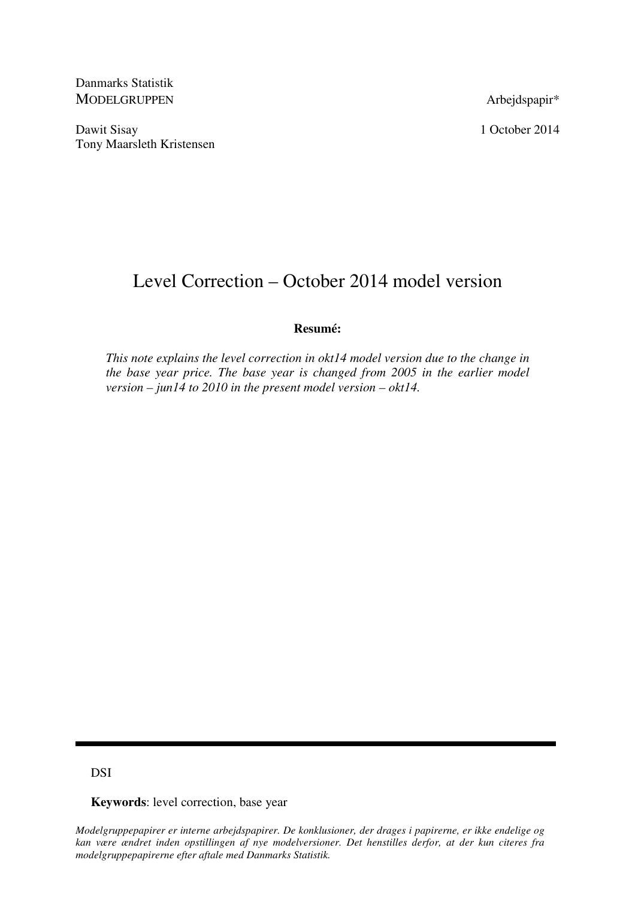Danmarks Statistik
MODELGRUPPEN

Arbejdspapir*

Dawit Sisay
Tony Maarsleth Kristensen

1 October 2014

# Level Correction – October 2014 model version

**Resumé:**

*This note explains the level correction in okt14 model version due to the change in the base year price. The base year is changed from 2005 in the earlier model version – jun14 to 2010 in the present model version – okt14.*

---

DSI

**Keywords**: level correction, base year

*Modelgruppepapirer er interne arbejdspapirer. De konklusioner, der drages i papirerne, er ikke endelige og kan være ændret inden opstillingen af nye modelversioner. Det henstilles derfor, at der kun citeres fra modelgruppepapirerne efter aftale med Danmarks Statistik.*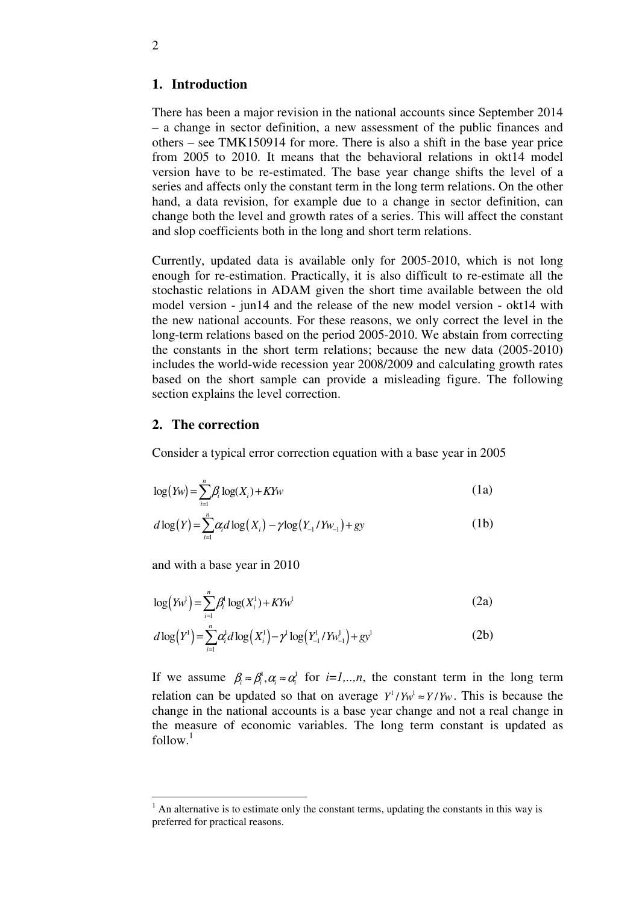## 1. Introduction

There has been a major revision in the national accounts since September 2014 – a change in sector definition, a new assessment of the public finances and others – see TMK150914 for more. There is also a shift in the base year price from 2005 to 2010. It means that the behavioral relations in okt14 model version have to be re-estimated. The base year change shifts the level of a series and affects only the constant term in the long term relations. On the other hand, a data revision, for example due to a change in sector definition, can change both the level and growth rates of a series. This will affect the constant and slop coefficients both in the long and short term relations.

Currently, updated data is available only for 2005-2010, which is not long enough for re-estimation. Practically, it is also difficult to re-estimate all the stochastic relations in ADAM given the short time available between the old model version - jun14 and the release of the new model version - okt14 with the new national accounts. For these reasons, we only correct the level in the long-term relations based on the period 2005-2010. We abstain from correcting the constants in the short term relations; because the new data (2005-2010) includes the world-wide recession year 2008/2009 and calculating growth rates based on the short sample can provide a misleading figure. The following section explains the level correction.

## 2. The correction

Consider a typical error correction equation with a base year in 2005

$$\log(Yw) = \sum_{i=1}^{n} \beta_i \log(X_i) + KYw \tag{1a}$$

$$d\log(Y) = \sum_{i=1}^{n} \alpha_i d\log(X_i) - \gamma \log(Y_{-1}/Yw_{-1}) + gy \tag{1b}$$

and with a base year in 2010

$$\log(Yw^1) = \sum_{i=1}^{n} \beta_i^1 \log(X_i^1) + KYw^1 \tag{2a}$$

$$d\log(Y^1) = \sum_{i=1}^{n} \alpha_i^1 d\log(X_i^1) - \gamma^1 \log(Y_{-1}^1/Yw_{-1}^1) + gy^1 \tag{2b}$$

If we assume $\beta_i \approx \beta_i^1, \alpha_i \approx \alpha_i^1$ for $i=1,..,n$, the constant term in the long term relation can be updated so that on average $Y^1/Yw^1 \approx Y/Yw$. This is because the change in the national accounts is a base year change and not a real change in the measure of economic variables. The long term constant is updated as follow.[1]

[1] An alternative is to estimate only the constant terms, updating the constants in this way is preferred for practical reasons.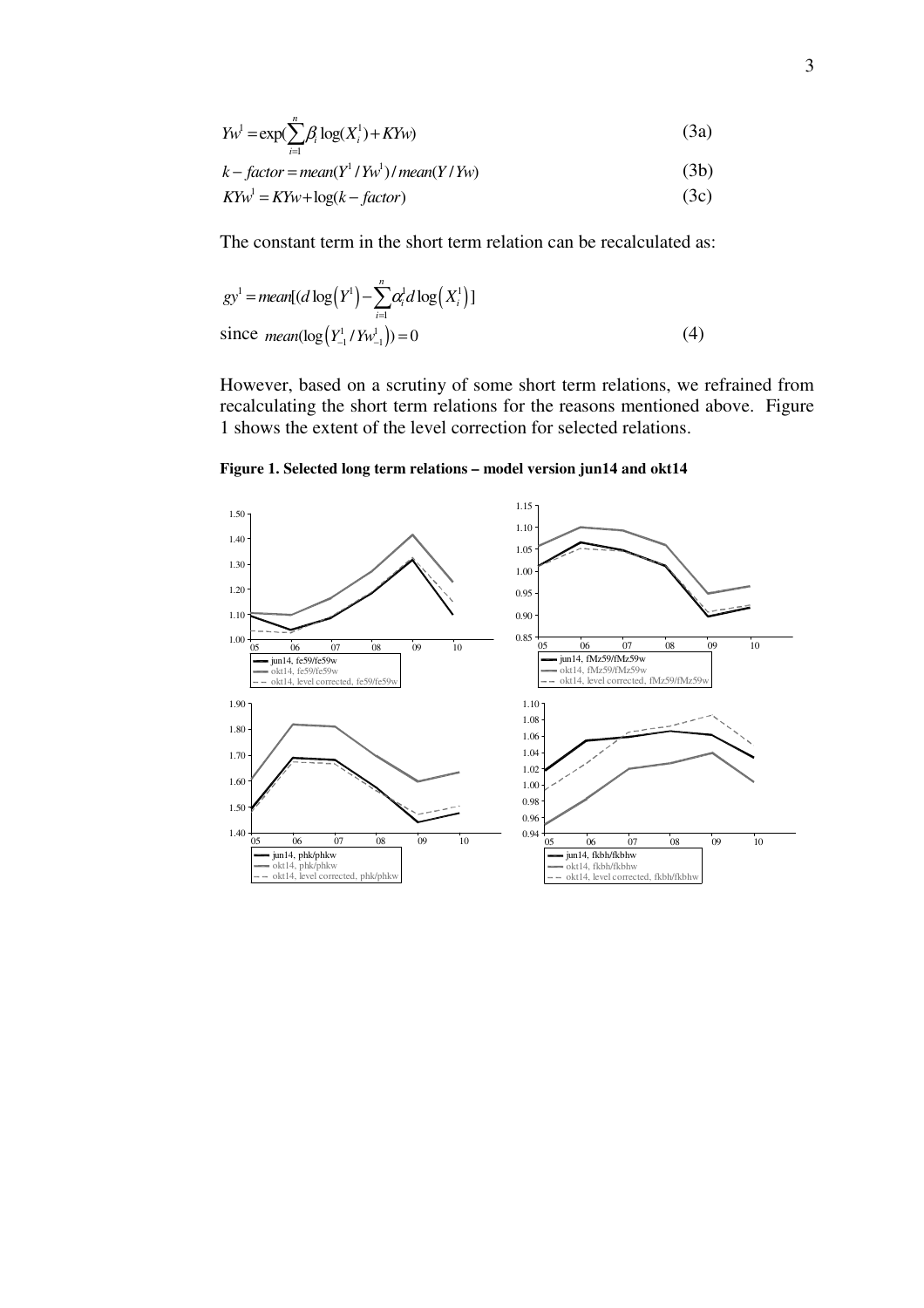$$Yw^1 = \exp(\sum_{i=1}^{n} \beta_i \log(X_i^1) + KYw) \tag{3a}$$

$$k-factor = mean(Y^1 / Yw^1) / mean(Y / Yw) \tag{3b}$$

$$KYw^1 = KYw + \log(k-factor) \tag{3c}$$

The constant term in the short term relation can be recalculated as:

$$gy^1 = mean[(d\log(Y^1) - \sum_{i=1}^{n} \alpha_i^1 d\log(X_i^1)]$$

$$\text{since } mean(\log(Y_{-1}^1 / Yw_{-1}^1)) = 0 \tag{4}$$

However, based on a scrutiny of some short term relations, we refrained from recalculating the short term relations for the reasons mentioned above. Figure 1 shows the extent of the level correction for selected relations.

**Figure 1. Selected long term relations – model version jun14 and okt14**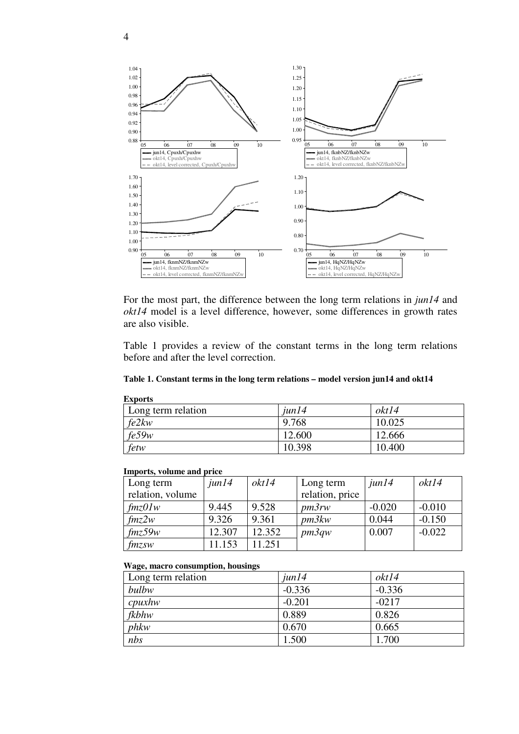For the most part, the difference between the long term relations in *jun14* and *okt14* model is a level difference, however, some differences in growth rates are also visible.

Table 1 provides a review of the constant terms in the long term relations before and after the level correction.

**Table 1. Constant terms in the long term relations – model version jun14 and okt14**

**Exports**

| Long term relation | *jun14* | *okt14* |
|---|---|---|
| *fe2kw* | 9.768 | 10.025 |
| *fe59w* | 12.600 | 12.666 |
| *fetw* | 10.398 | 10.400 |

**Imports, volume and price**

| Long term relation, volume | *jun14* | *okt14* | Long term relation, price | *jun14* | *okt14* |
|---|---|---|---|---|---|
| *fmz01w* | 9.445 | 9.528 | *pm3rw* | -0.020 | -0.010 |
| *fmz2w* | 9.326 | 9.361 | *pm3kw* | 0.044 | -0.150 |
| *fmz59w* | 12.307 | 12.352 | *pm3qw* | 0.007 | -0.022 |
| *fmzsw* | 11.153 | 11.251 | | | |

**Wage, macro consumption, housings**

| Long term relation | *jun14* | *okt14* |
|---|---|---|
| *bulbw* | -0.336 | -0.336 |
| *cpuxhw* | -0.201 | -0217 |
| *fkbhw* | 0.889 | 0.826 |
| *phkw* | 0.670 | 0.665 |
| *nbs* | 1.500 | 1.700 |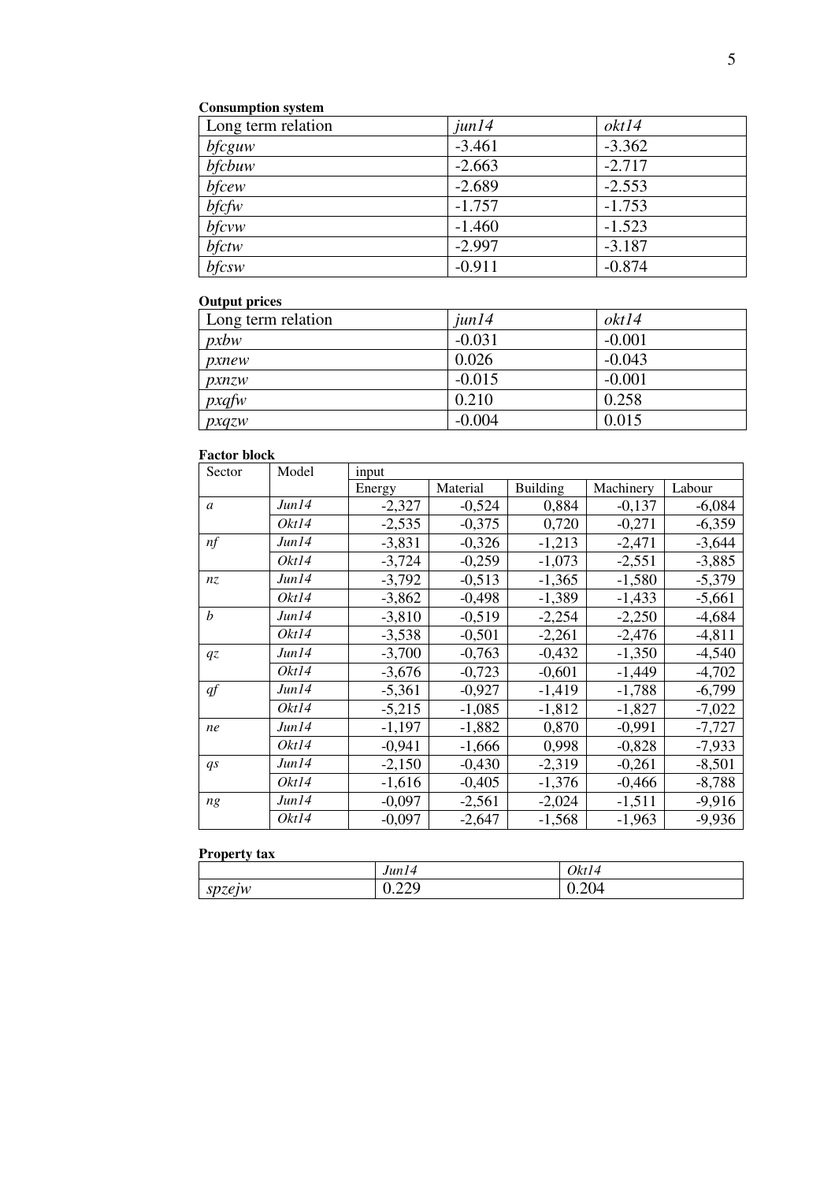**Consumption system**

| Long term relation | *jun14* | *okt14* |
|---|---|---|
| *bfcguw* | -3.461 | -3.362 |
| *bfcbuw* | -2.663 | -2.717 |
| *bfcew* | -2.689 | -2.553 |
| *bfcfw* | -1.757 | -1.753 |
| *bfcvw* | -1.460 | -1.523 |
| *bfctw* | -2.997 | -3.187 |
| *bfcsw* | -0.911 | -0.874 |

**Output prices**

| Long term relation | *jun14* | *okt14* |
|---|---|---|
| *pxbw* | -0.031 | -0.001 |
| *pxnew* | 0.026 | -0.043 |
| *pxnzw* | -0.015 | -0.001 |
| *pxqfw* | 0.210 | 0.258 |
| *pxqzw* | -0.004 | 0.015 |

**Factor block**

| Sector | Model | input | | | | |
|---|---|---|---|---|---|---|
| | | Energy | Material | Building | Machinery | Labour |
| *a* | *Jun14* | -2,327 | -0,524 | 0,884 | -0,137 | -6,084 |
| | *Okt14* | -2,535 | -0,375 | 0,720 | -0,271 | -6,359 |
| *nf* | *Jun14* | -3,831 | -0,326 | -1,213 | -2,471 | -3,644 |
| | *Okt14* | -3,724 | -0,259 | -1,073 | -2,551 | -3,885 |
| *nz* | *Jun14* | -3,792 | -0,513 | -1,365 | -1,580 | -5,379 |
| | *Okt14* | -3,862 | -0,498 | -1,389 | -1,433 | -5,661 |
| *b* | *Jun14* | -3,810 | -0,519 | -2,254 | -2,250 | -4,684 |
| | *Okt14* | -3,538 | -0,501 | -2,261 | -2,476 | -4,811 |
| *qz* | *Jun14* | -3,700 | -0,763 | -0,432 | -1,350 | -4,540 |
| | *Okt14* | -3,676 | -0,723 | -0,601 | -1,449 | -4,702 |
| *qf* | *Jun14* | -5,361 | -0,927 | -1,419 | -1,788 | -6,799 |
| | *Okt14* | -5,215 | -1,085 | -1,812 | -1,827 | -7,022 |
| *ne* | *Jun14* | -1,197 | -1,882 | 0,870 | -0,991 | -7,727 |
| | *Okt14* | -0,941 | -1,666 | 0,998 | -0,828 | -7,933 |
| *qs* | *Jun14* | -2,150 | -0,430 | -2,319 | -0,261 | -8,501 |
| | *Okt14* | -1,616 | -0,405 | -1,376 | -0,466 | -8,788 |
| *ng* | *Jun14* | -0,097 | -2,561 | -2,024 | -1,511 | -9,916 |
| | *Okt14* | -0,097 | -2,647 | -1,568 | -1,963 | -9,936 |

**Property tax**

| | *Jun14* | *Okt14* |
|---|---|---|
| *spzejw* | 0.229 | 0.204 |